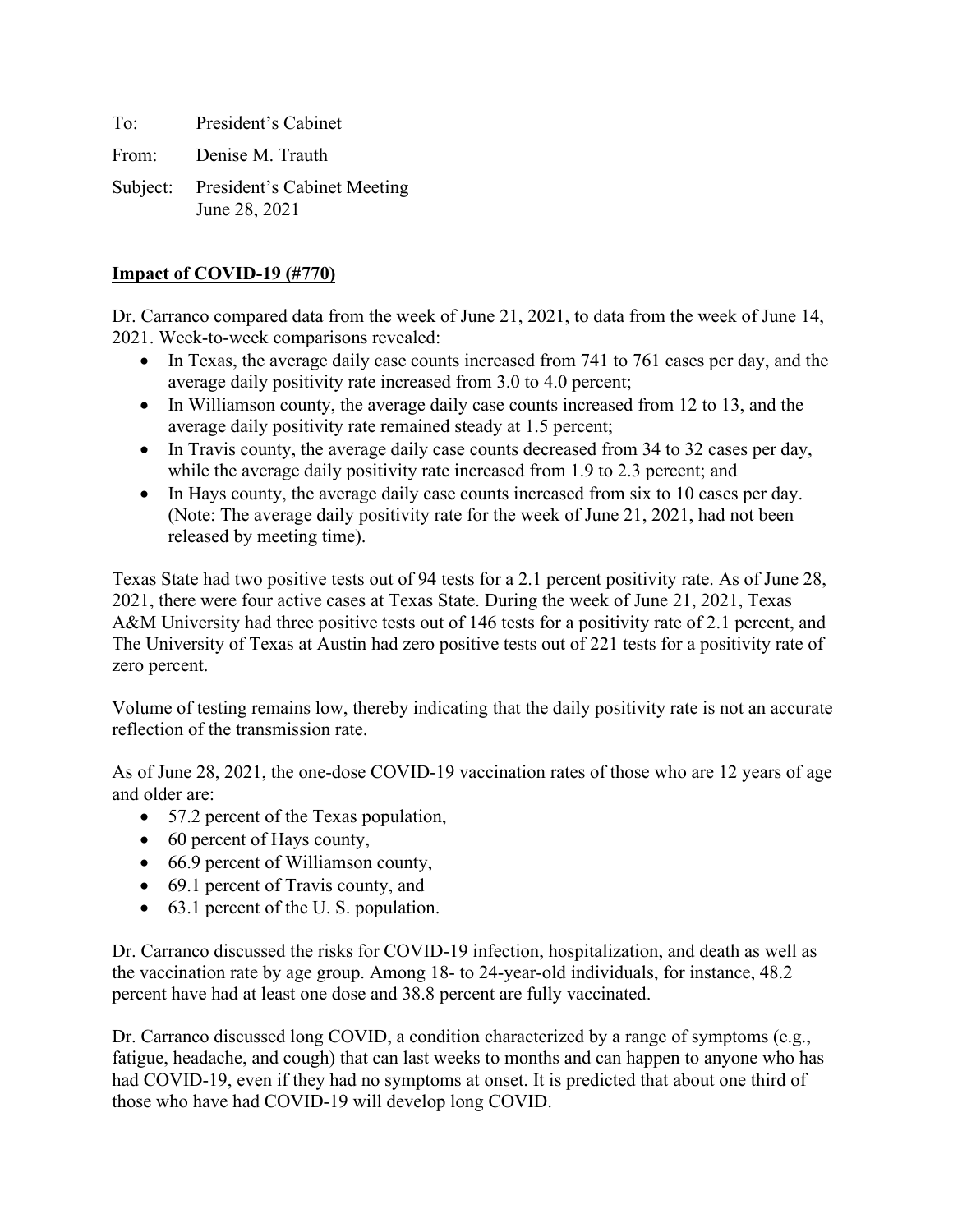To: President's Cabinet

From: Denise M. Trauth

Subject: President's Cabinet Meeting
June 28, 2021

## **Impact of COVID-19 (#770)**

Dr. Carranco compared data from the week of June 21, 2021, to data from the week of June 14, 2021. Week-to-week comparisons revealed:

- In Texas, the average daily case counts increased from 741 to 761 cases per day, and the average daily positivity rate increased from 3.0 to 4.0 percent;
- In Williamson county, the average daily case counts increased from 12 to 13, and the average daily positivity rate remained steady at 1.5 percent;
- In Travis county, the average daily case counts decreased from 34 to 32 cases per day, while the average daily positivity rate increased from 1.9 to 2.3 percent; and
- In Hays county, the average daily case counts increased from six to 10 cases per day. (Note: The average daily positivity rate for the week of June 21, 2021, had not been released by meeting time).

Texas State had two positive tests out of 94 tests for a 2.1 percent positivity rate. As of June 28, 2021, there were four active cases at Texas State. During the week of June 21, 2021, Texas A&M University had three positive tests out of 146 tests for a positivity rate of 2.1 percent, and The University of Texas at Austin had zero positive tests out of 221 tests for a positivity rate of zero percent.

Volume of testing remains low, thereby indicating that the daily positivity rate is not an accurate reflection of the transmission rate.

As of June 28, 2021, the one-dose COVID-19 vaccination rates of those who are 12 years of age and older are:

- 57.2 percent of the Texas population,
- 60 percent of Hays county,
- 66.9 percent of Williamson county,
- 69.1 percent of Travis county, and
- 63.1 percent of the U. S. population.

Dr. Carranco discussed the risks for COVID-19 infection, hospitalization, and death as well as the vaccination rate by age group. Among 18- to 24-year-old individuals, for instance, 48.2 percent have had at least one dose and 38.8 percent are fully vaccinated.

Dr. Carranco discussed long COVID, a condition characterized by a range of symptoms (e.g., fatigue, headache, and cough) that can last weeks to months and can happen to anyone who has had COVID-19, even if they had no symptoms at onset. It is predicted that about one third of those who have had COVID-19 will develop long COVID.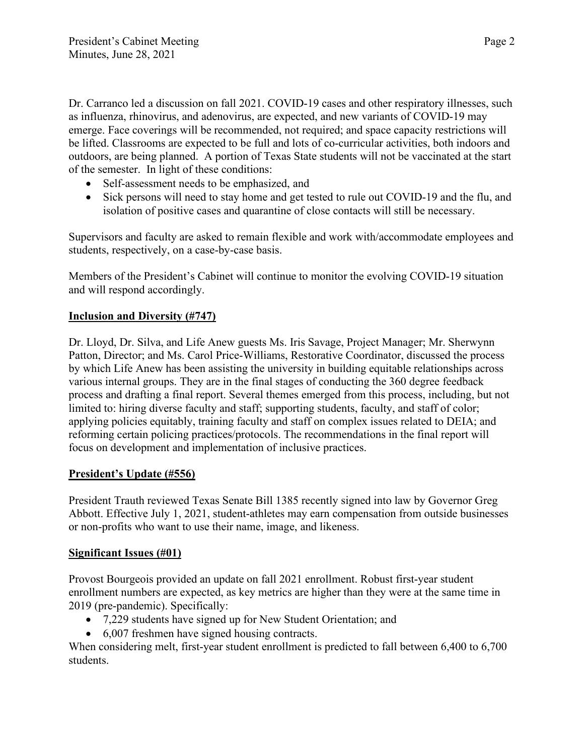Dr. Carranco led a discussion on fall 2021. COVID-19 cases and other respiratory illnesses, such as influenza, rhinovirus, and adenovirus, are expected, and new variants of COVID-19 may emerge. Face coverings will be recommended, not required; and space capacity restrictions will be lifted. Classrooms are expected to be full and lots of co-curricular activities, both indoors and outdoors, are being planned. A portion of Texas State students will not be vaccinated at the start of the semester. In light of these conditions:

- Self-assessment needs to be emphasized, and
- Sick persons will need to stay home and get tested to rule out COVID-19 and the flu, and isolation of positive cases and quarantine of close contacts will still be necessary.

Supervisors and faculty are asked to remain flexible and work with/accommodate employees and students, respectively, on a case-by-case basis.

Members of the President's Cabinet will continue to monitor the evolving COVID-19 situation and will respond accordingly.

## Inclusion and Diversity (#747)

Dr. Lloyd, Dr. Silva, and Life Anew guests Ms. Iris Savage, Project Manager; Mr. Sherwynn Patton, Director; and Ms. Carol Price-Williams, Restorative Coordinator, discussed the process by which Life Anew has been assisting the university in building equitable relationships across various internal groups. They are in the final stages of conducting the 360 degree feedback process and drafting a final report. Several themes emerged from this process, including, but not limited to: hiring diverse faculty and staff; supporting students, faculty, and staff of color; applying policies equitably, training faculty and staff on complex issues related to DEIA; and reforming certain policing practices/protocols. The recommendations in the final report will focus on development and implementation of inclusive practices.

## President's Update (#556)

President Trauth reviewed Texas Senate Bill 1385 recently signed into law by Governor Greg Abbott. Effective July 1, 2021, student-athletes may earn compensation from outside businesses or non-profits who want to use their name, image, and likeness.

## Significant Issues (#01)

Provost Bourgeois provided an update on fall 2021 enrollment. Robust first-year student enrollment numbers are expected, as key metrics are higher than they were at the same time in 2019 (pre-pandemic). Specifically:

- 7,229 students have signed up for New Student Orientation; and
- 6,007 freshmen have signed housing contracts.

When considering melt, first-year student enrollment is predicted to fall between 6,400 to 6,700 students.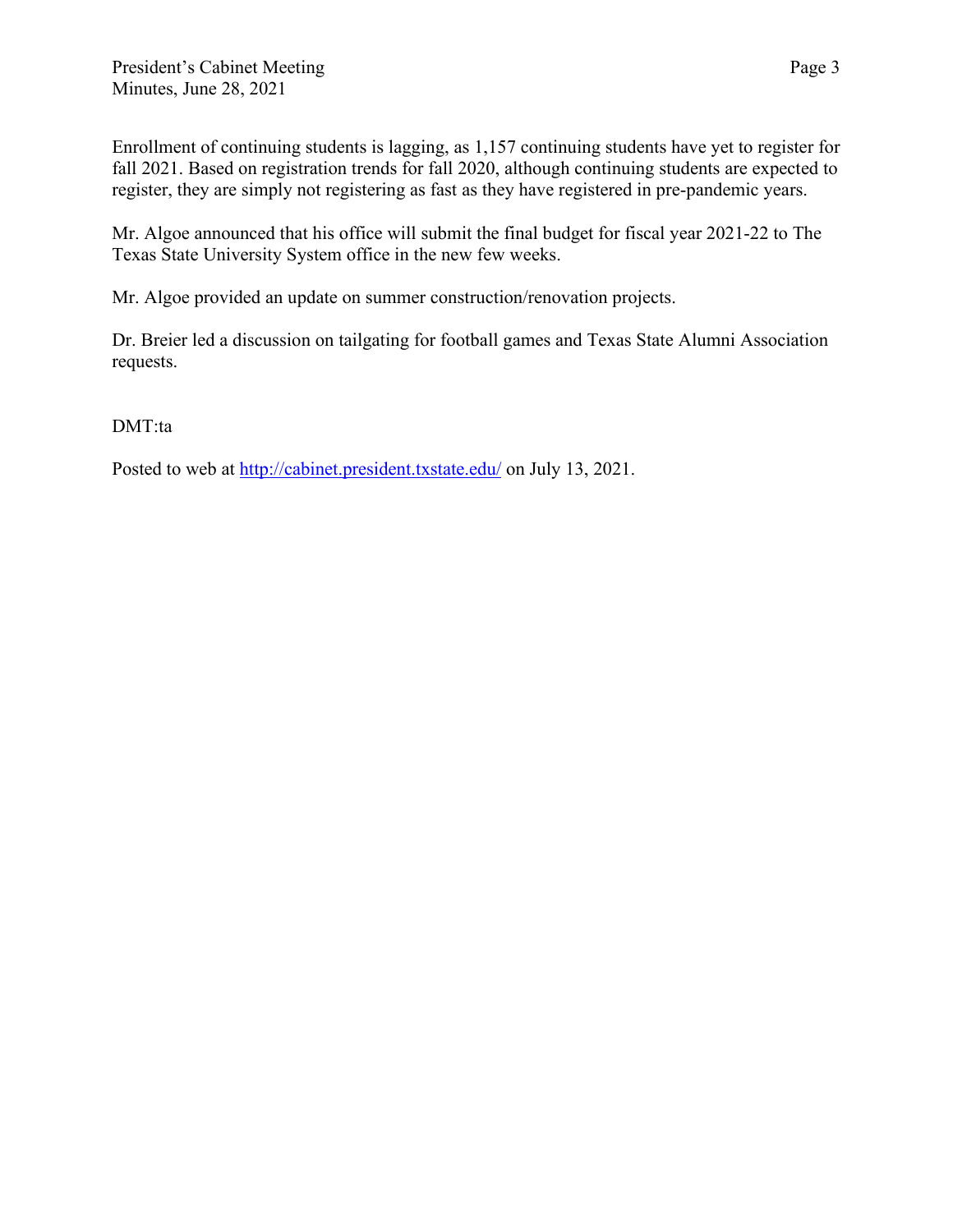Enrollment of continuing students is lagging, as 1,157 continuing students have yet to register for fall 2021. Based on registration trends for fall 2020, although continuing students are expected to register, they are simply not registering as fast as they have registered in pre-pandemic years.

Mr. Algoe announced that his office will submit the final budget for fiscal year 2021-22 to The Texas State University System office in the new few weeks.

Mr. Algoe provided an update on summer construction/renovation projects.

Dr. Breier led a discussion on tailgating for football games and Texas State Alumni Association requests.

DMT:ta

Posted to web at [http://cabinet.president.txstate.edu/](http://cabinet.president.txstate.edu/) on July 13, 2021.